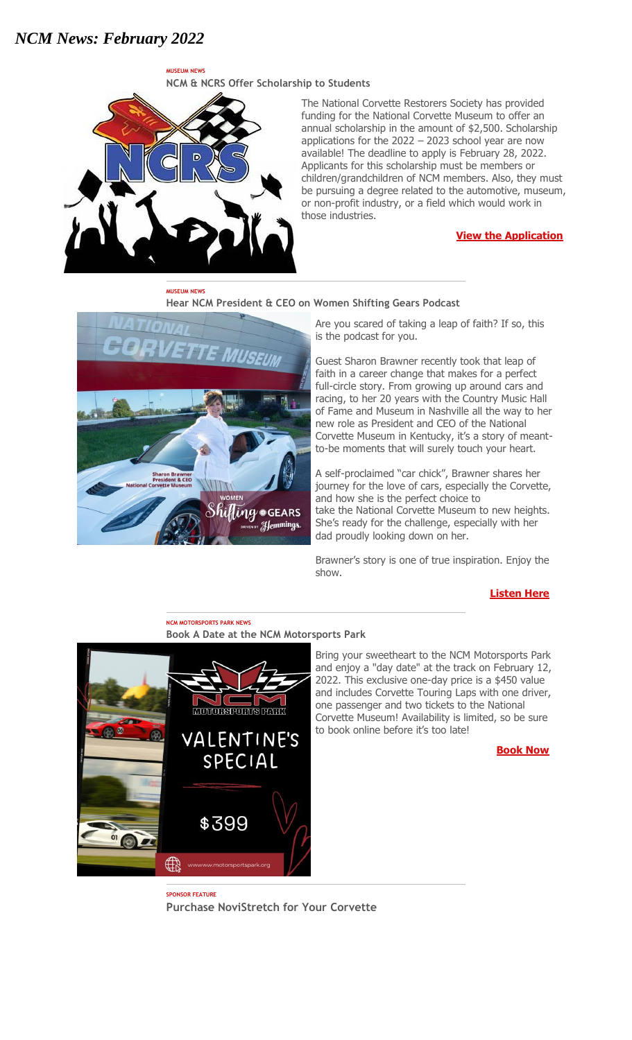# *NCM News: February 2022*

MUSEUM NEWS

### NCM & NCRS Offer Scholarship to Students

The National Corvette Restorers Society has provided funding for the National Corvette Museum to offer an annual scholarship in the amount of $2,500. Scholarship applications for the 2022 – 2023 school year are now available! The deadline to apply is February 28, 2022. Applicants for this scholarship must be members or children/grandchildren of NCM members. Also, they must be pursuing a degree related to the automotive, museum, or non-profit industry, or a field which would work in those industries.

**View the Application**

---

MUSEUM NEWS

### Hear NCM President & CEO on Women Shifting Gears Podcast

Are you scared of taking a leap of faith? If so, this is the podcast for you.

Guest Sharon Brawner recently took that leap of faith in a career change that makes for a perfect full-circle story. From growing up around cars and racing, to her 20 years with the Country Music Hall of Fame and Museum in Nashville all the way to her new role as President and CEO of the National Corvette Museum in Kentucky, it's a story of meant-to-be moments that will surely touch your heart.

A self-proclaimed "car chick", Brawner shares her journey for the love of cars, especially the Corvette, and how she is the perfect choice to take the National Corvette Museum to new heights. She's ready for the challenge, especially with her dad proudly looking down on her.

Brawner's story is one of true inspiration. Enjoy the show.

**Listen Here**

---

NCM MOTORSPORTS PARK NEWS

### Book A Date at the NCM Motorsports Park

Bring your sweetheart to the NCM Motorsports Park and enjoy a "day date" at the track on February 12, 2022. This exclusive one-day price is a $450 value and includes Corvette Touring Laps with one driver, one passenger and two tickets to the National Corvette Museum! Availability is limited, so be sure to book online before it's too late!

**Book Now**

---

SPONSOR FEATURE

### Purchase NoviStretch for Your Corvette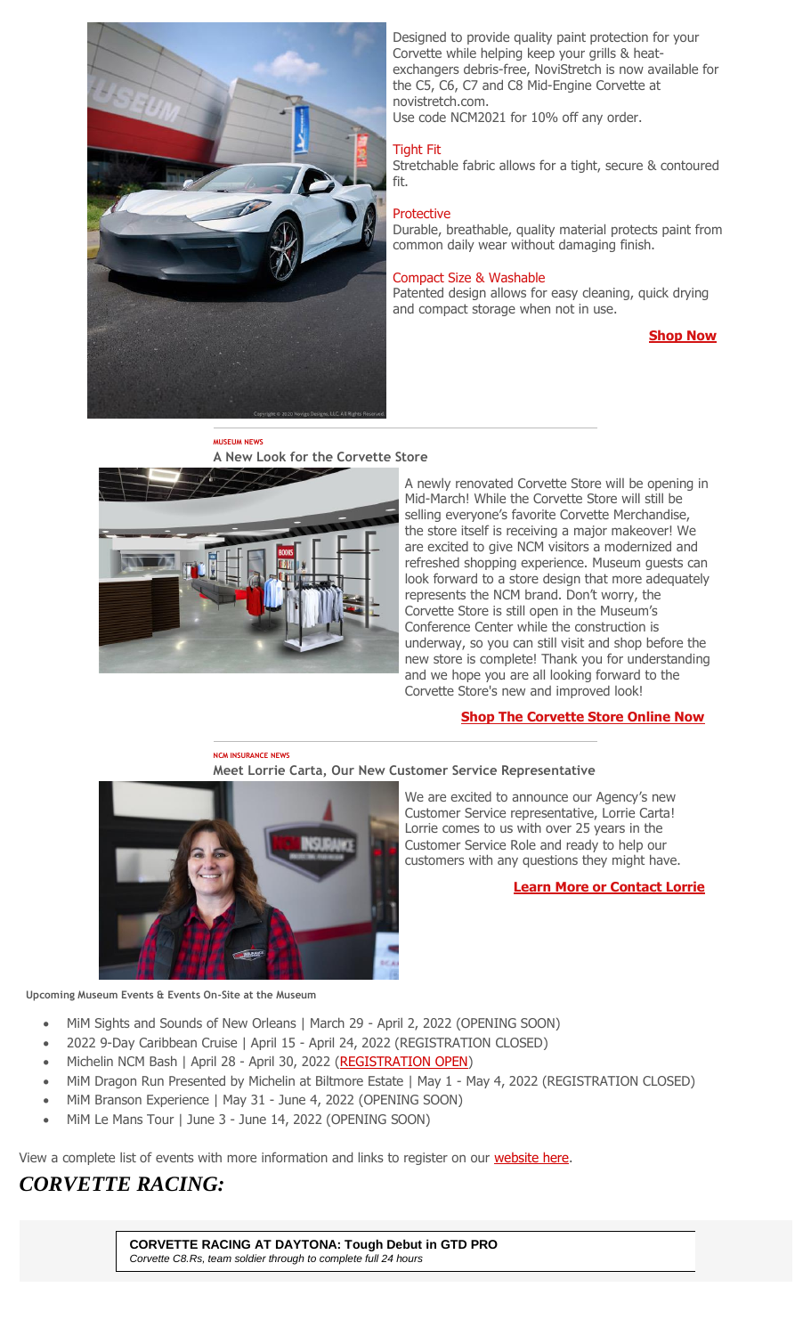Designed to provide quality paint protection for your Corvette while helping keep your grills & heat-exchangers debris-free, NoviStretch is now available for the C5, C6, C7 and C8 Mid-Engine Corvette at novistretch.com.
Use code NCM2021 for 10% off any order.

**Tight Fit**
Stretchable fabric allows for a tight, secure & contoured fit.

**Protective**
Durable, breathable, quality material protects paint from common daily wear without damaging finish.

**Compact Size & Washable**
Patented design allows for easy cleaning, quick drying and compact storage when not in use.

**Shop Now**

MUSEUM NEWS

### A New Look for the Corvette Store

A newly renovated Corvette Store will be opening in Mid-March! While the Corvette Store will still be selling everyone's favorite Corvette Merchandise, the store itself is receiving a major makeover! We are excited to give NCM visitors a modernized and refreshed shopping experience. Museum guests can look forward to a store design that more adequately represents the NCM brand. Don't worry, the Corvette Store is still open in the Museum's Conference Center while the construction is underway, so you can still visit and shop before the new store is complete! Thank you for understanding and we hope you are all looking forward to the Corvette Store's new and improved look!

**Shop The Corvette Store Online Now**

NCM INSURANCE NEWS

### Meet Lorrie Carta, Our New Customer Service Representative

We are excited to announce our Agency's new Customer Service representative, Lorrie Carta! Lorrie comes to us with over 25 years in the Customer Service Role and ready to help our customers with any questions they might have.

**Learn More or Contact Lorrie**

**Upcoming Museum Events & Events On-Site at the Museum**

- MiM Sights and Sounds of New Orleans | March 29 - April 2, 2022 (OPENING SOON)
- 2022 9-Day Caribbean Cruise | April 15 - April 24, 2022 (REGISTRATION CLOSED)
- Michelin NCM Bash | April 28 - April 30, 2022 (REGISTRATION OPEN)
- MiM Dragon Run Presented by Michelin at Biltmore Estate | May 1 - May 4, 2022 (REGISTRATION CLOSED)
- MiM Branson Experience | May 31 - June 4, 2022 (OPENING SOON)
- MiM Le Mans Tour | June 3 - June 14, 2022 (OPENING SOON)

View a complete list of events with more information and links to register on our website here.

## *CORVETTE RACING:*

**CORVETTE RACING AT DAYTONA: Tough Debut in GTD PRO**
*Corvette C8.Rs, team soldier through to complete full 24 hours*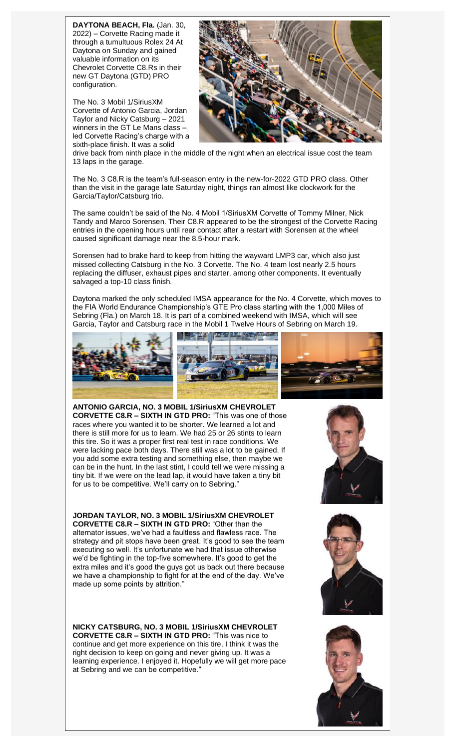**DAYTONA BEACH, Fla.** (Jan. 30, 2022) – Corvette Racing made it through a tumultuous Rolex 24 At Daytona on Sunday and gained valuable information on its Chevrolet Corvette C8.Rs in their new GT Daytona (GTD) PRO configuration.

The No. 3 Mobil 1/SiriusXM Corvette of Antonio Garcia, Jordan Taylor and Nicky Catsburg – 2021 winners in the GT Le Mans class – led Corvette Racing's charge with a sixth-place finish. It was a solid drive back from ninth place in the middle of the night when an electrical issue cost the team 13 laps in the garage.

The No. 3 C8.R is the team's full-season entry in the new-for-2022 GTD PRO class. Other than the visit in the garage late Saturday night, things ran almost like clockwork for the Garcia/Taylor/Catsburg trio.

The same couldn't be said of the No. 4 Mobil 1/SiriusXM Corvette of Tommy Milner, Nick Tandy and Marco Sorensen. Their C8.R appeared to be the strongest of the Corvette Racing entries in the opening hours until rear contact after a restart with Sorensen at the wheel caused significant damage near the 8.5-hour mark.

Sorensen had to brake hard to keep from hitting the wayward LMP3 car, which also just missed collecting Catsburg in the No. 3 Corvette. The No. 4 team lost nearly 2.5 hours replacing the diffuser, exhaust pipes and starter, among other components. It eventually salvaged a top-10 class finish.

Daytona marked the only scheduled IMSA appearance for the No. 4 Corvette, which moves to the FIA World Endurance Championship's GTE Pro class starting with the 1,000 Miles of Sebring (Fla.) on March 18. It is part of a combined weekend with IMSA, which will see Garcia, Taylor and Catsburg race in the Mobil 1 Twelve Hours of Sebring on March 19.

**ANTONIO GARCIA, NO. 3 MOBIL 1/SiriusXM CHEVROLET CORVETTE C8.R – SIXTH IN GTD PRO:** "This was one of those races where you wanted it to be shorter. We learned a lot and there is still more for us to learn. We had 25 or 26 stints to learn this tire. So it was a proper first real test in race conditions. We were lacking pace both days. There still was a lot to be gained. If you add some extra testing and something else, then maybe we can be in the hunt. In the last stint, I could tell we were missing a tiny bit. If we were on the lead lap, it would have taken a tiny bit for us to be competitive. We'll carry on to Sebring."

**JORDAN TAYLOR, NO. 3 MOBIL 1/SiriusXM CHEVROLET CORVETTE C8.R – SIXTH IN GTD PRO:** "Other than the alternator issues, we've had a faultless and flawless race. The strategy and pit stops have been great. It's good to see the team executing so well. It's unfortunate we had that issue otherwise we'd be fighting in the top-five somewhere. It's good to get the extra miles and it's good the guys got us back out there because we have a championship to fight for at the end of the day. We've made up some points by attrition."

**NICKY CATSBURG, NO. 3 MOBIL 1/SiriusXM CHEVROLET CORVETTE C8.R – SIXTH IN GTD PRO:** "This was nice to continue and get more experience on this tire. I think it was the right decision to keep on going and never giving up. It was a learning experience. I enjoyed it. Hopefully we will get more pace at Sebring and we can be competitive."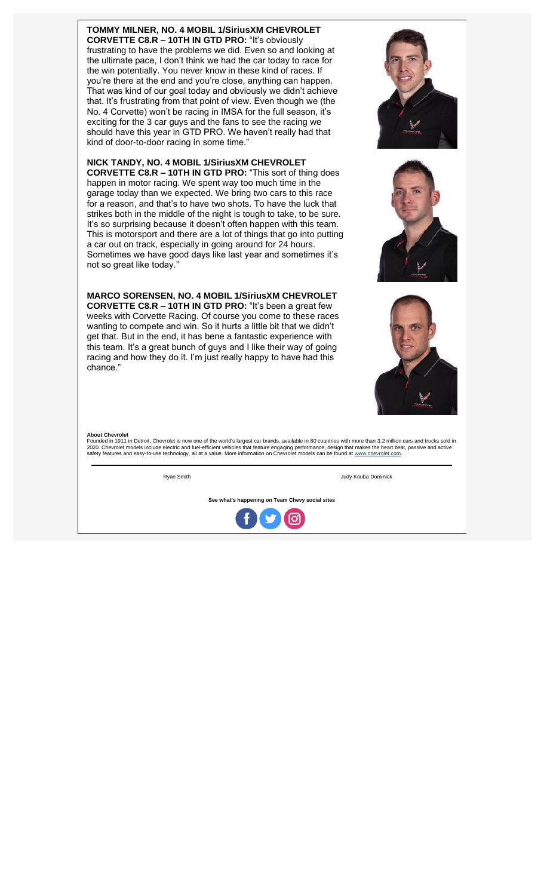**TOMMY MILNER, NO. 4 MOBIL 1/SiriusXM CHEVROLET CORVETTE C8.R – 10TH IN GTD PRO:** "It's obviously frustrating to have the problems we did. Even so and looking at the ultimate pace, I don't think we had the car today to race for the win potentially. You never know in these kind of races. If you're there at the end and you're close, anything can happen. That was kind of our goal today and obviously we didn't achieve that. It's frustrating from that point of view. Even though we (the No. 4 Corvette) won't be racing in IMSA for the full season, it's exciting for the 3 car guys and the fans to see the racing we should have this year in GTD PRO. We haven't really had that kind of door-to-door racing in some time."

**NICK TANDY, NO. 4 MOBIL 1/SiriusXM CHEVROLET CORVETTE C8.R – 10TH IN GTD PRO:** "This sort of thing does happen in motor racing. We spent way too much time in the garage today than we expected. We bring two cars to this race for a reason, and that's to have two shots. To have the luck that strikes both in the middle of the night is tough to take, to be sure. It's so surprising because it doesn't often happen with this team. This is motorsport and there are a lot of things that go into putting a car out on track, especially in going around for 24 hours. Sometimes we have good days like last year and sometimes it's not so great like today."

**MARCO SORENSEN, NO. 4 MOBIL 1/SiriusXM CHEVROLET CORVETTE C8.R – 10TH IN GTD PRO:** "It's been a great few weeks with Corvette Racing. Of course you come to these races wanting to compete and win. So it hurts a little bit that we didn't get that. But in the end, it has bene a fantastic experience with this team. It's a great bunch of guys and I like their way of going racing and how they do it. I'm just really happy to have had this chance."

**About Chevrolet**

Founded in 1911 in Detroit, Chevrolet is now one of the world's largest car brands, available in 80 countries with more than 3.2 million cars and trucks sold in 2020. Chevrolet models include electric and fuel-efficient vehicles that feature engaging performance, design that makes the heart beat, passive and active safety features and easy-to-use technology, all at a value. More information on Chevrolet models can be found at www.chevrolet.com.

Ryan Smith

Judy Kouba Dominick

**See what's happening on Team Chevy social sites**